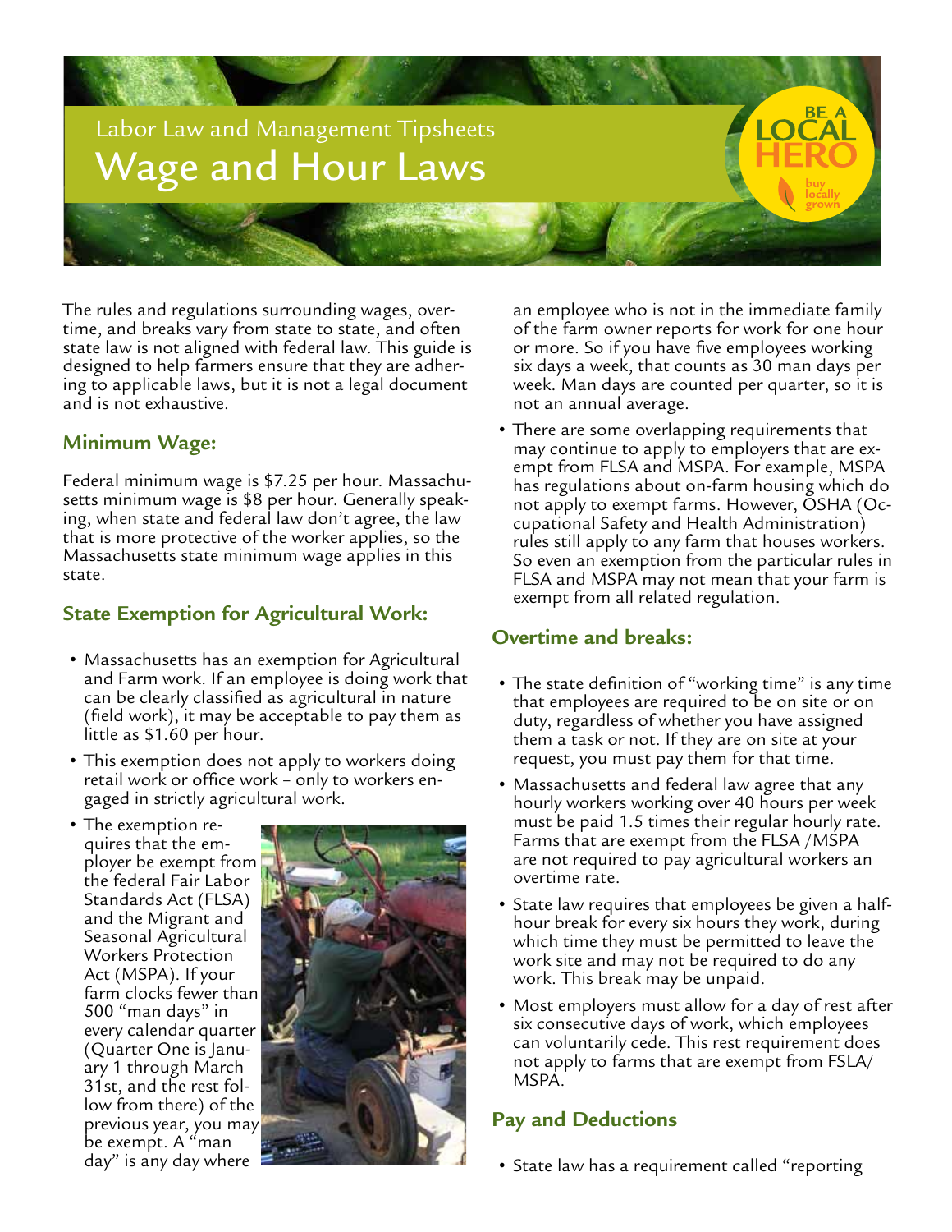Labor Law and Management Tipsheets

# Wage and Hour Laws

BE A LOCAL HERO buy locally grown

The rules and regulations surrounding wages, overtime, and breaks vary from state to state, and often state law is not aligned with federal law. This guide is designed to help farmers ensure that they are adhering to applicable laws, but it is not a legal document and is not exhaustive.

## Minimum Wage:

Federal minimum wage is $7.25 per hour. Massachusetts minimum wage is $8 per hour. Generally speaking, when state and federal law don't agree, the law that is more protective of the worker applies, so the Massachusetts state minimum wage applies in this state.

## State Exemption for Agricultural Work:

- Massachusetts has an exemption for Agricultural and Farm work. If an employee is doing work that can be clearly classified as agricultural in nature (field work), it may be acceptable to pay them as little as $1.60 per hour.
- This exemption does not apply to workers doing retail work or office work – only to workers engaged in strictly agricultural work.
- The exemption requires that the employer be exempt from the federal Fair Labor Standards Act (FLSA) and the Migrant and Seasonal Agricultural Workers Protection Act (MSPA). If your farm clocks fewer than 500 "man days" in every calendar quarter (Quarter One is January 1 through March 31st, and the rest follow from there) of the previous year, you may be exempt. A "man day" is any day where an employee who is not in the immediate family of the farm owner reports for work for one hour or more. So if you have five employees working six days a week, that counts as 30 man days per week. Man days are counted per quarter, so it is not an annual average.
- There are some overlapping requirements that may continue to apply to employers that are exempt from FLSA and MSPA. For example, MSPA has regulations about on-farm housing which do not apply to exempt farms. However, OSHA (Occupational Safety and Health Administration) rules still apply to any farm that houses workers. So even an exemption from the particular rules in FLSA and MSPA may not mean that your farm is exempt from all related regulation.

## Overtime and breaks:

- The state definition of "working time" is any time that employees are required to be on site or on duty, regardless of whether you have assigned them a task or not. If they are on site at your request, you must pay them for that time.
- Massachusetts and federal law agree that any hourly workers working over 40 hours per week must be paid 1.5 times their regular hourly rate. Farms that are exempt from the FLSA /MSPA are not required to pay agricultural workers an overtime rate.
- State law requires that employees be given a half-hour break for every six hours they work, during which time they must be permitted to leave the work site and may not be required to do any work. This break may be unpaid.
- Most employers must allow for a day of rest after six consecutive days of work, which employees can voluntarily cede. This rest requirement does not apply to farms that are exempt from FSLA/ MSPA.

## Pay and Deductions

- State law has a requirement called "reporting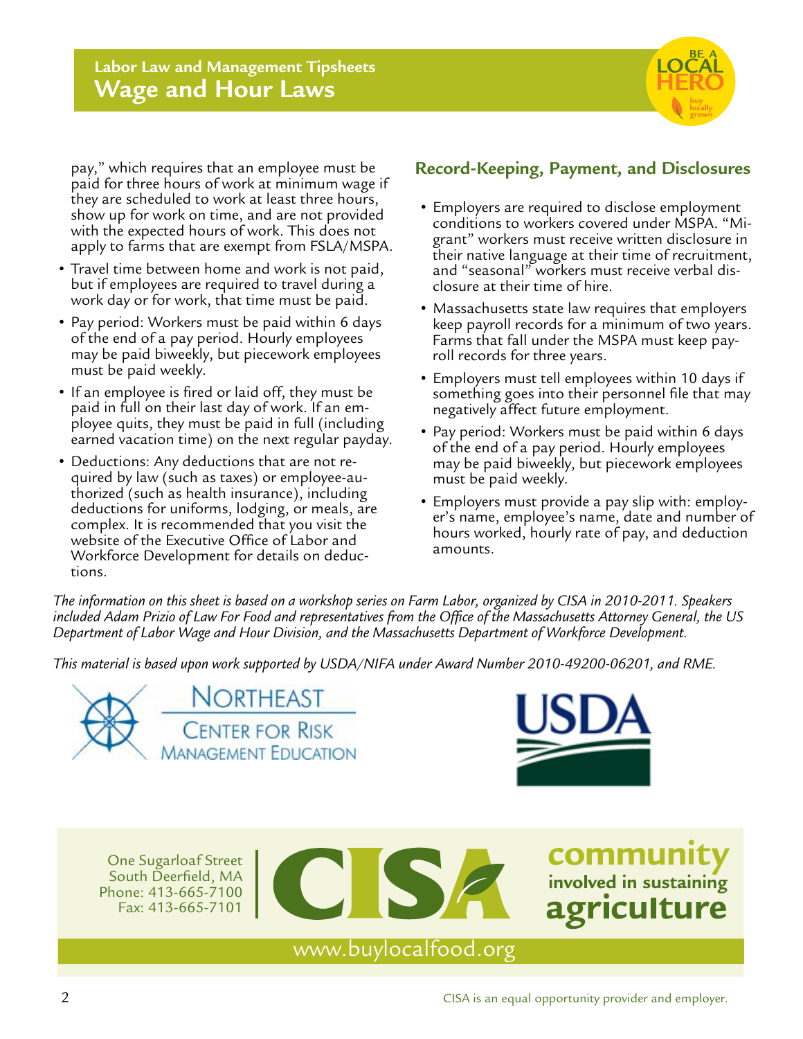pay," which requires that an employee must be paid for three hours of work at minimum wage if they are scheduled to work at least three hours, show up for work on time, and are not provided with the expected hours of work. This does not apply to farms that are exempt from FSLA/MSPA.

- Travel time between home and work is not paid, but if employees are required to travel during a work day or for work, that time must be paid.
- Pay period: Workers must be paid within 6 days of the end of a pay period. Hourly employees may be paid biweekly, but piecework employees must be paid weekly.
- If an employee is fired or laid off, they must be paid in full on their last day of work. If an employee quits, they must be paid in full (including earned vacation time) on the next regular payday.
- Deductions: Any deductions that are not required by law (such as taxes) or employee-authorized (such as health insurance), including deductions for uniforms, lodging, or meals, are complex. It is recommended that you visit the website of the Executive Office of Labor and Workforce Development for details on deductions.

## Record-Keeping, Payment, and Disclosures

- Employers are required to disclose employment conditions to workers covered under MSPA. "Migrant" workers must receive written disclosure in their native language at their time of recruitment, and "seasonal" workers must receive verbal disclosure at their time of hire.
- Massachusetts state law requires that employers keep payroll records for a minimum of two years. Farms that fall under the MSPA must keep payroll records for three years.
- Employers must tell employees within 10 days if something goes into their personnel file that may negatively affect future employment.
- Pay period: Workers must be paid within 6 days of the end of a pay period. Hourly employees may be paid biweekly, but piecework employees must be paid weekly.
- Employers must provide a pay slip with: employer's name, employee's name, date and number of hours worked, hourly rate of pay, and deduction amounts.

*The information on this sheet is based on a workshop series on Farm Labor, organized by CISA in 2010-2011. Speakers included Adam Prizio of Law For Food and representatives from the Office of the Massachusetts Attorney General, the US Department of Labor Wage and Hour Division, and the Massachusetts Department of Workforce Development.*

*This material is based upon work supported by USDA/NIFA under Award Number 2010-49200-06201, and RME.*

Northeast Center for Risk Management Education

USDA

One Sugarloaf Street
South Deerfield, MA
Phone: 413-665-7100
Fax: 413-665-7101

CISA community involved in sustaining agriculture

www.buylocalfood.org

CISA is an equal opportunity provider and employer.